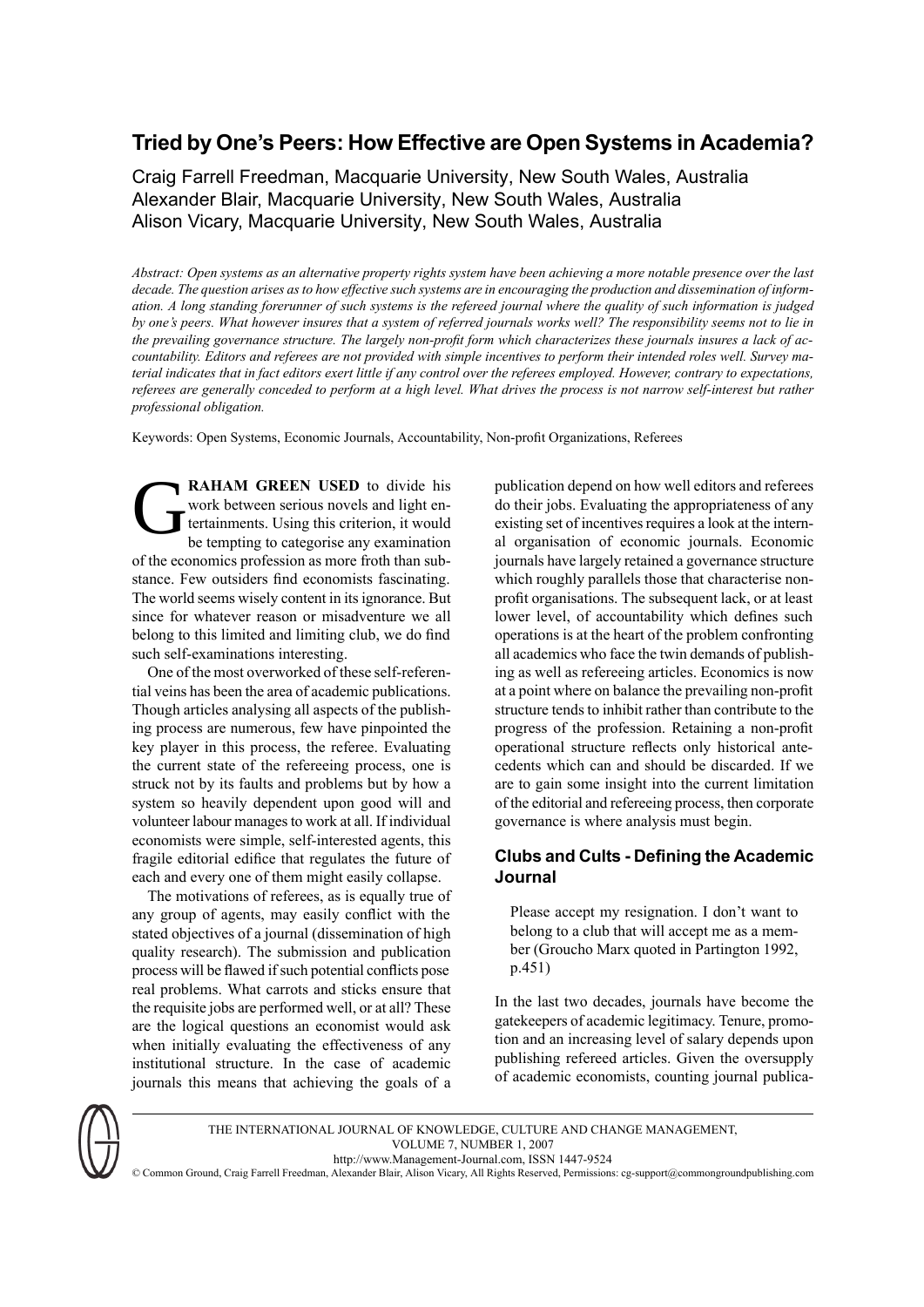# Tried by One's Peers: How Effective are Open Systems in Academia?

Craig Farrell Freedman, Macquarie University, New South Wales, Australia
Alexander Blair, Macquarie University, New South Wales, Australia
Alison Vicary, Macquarie University, New South Wales, Australia

*Abstract: Open systems as an alternative property rights system have been achieving a more notable presence over the last decade. The question arises as to how effective such systems are in encouraging the production and dissemination of information. A long standing forerunner of such systems is the refereed journal where the quality of such information is judged by one's peers. What however insures that a system of referred journals works well? The responsibility seems not to lie in the prevailing governance structure. The largely non-profit form which characterizes these journals insures a lack of accountability. Editors and referees are not provided with simple incentives to perform their intended roles well. Survey material indicates that in fact editors exert little if any control over the referees employed. However, contrary to expectations, referees are generally conceded to perform at a high level. What drives the process is not narrow self-interest but rather professional obligation.*

Keywords: Open Systems, Economic Journals, Accountability, Non-profit Organizations, Referees

**GRAHAM GREEN USED** to divide his work between serious novels and light entertainments. Using this criterion, it would be tempting to categorise any examination of the economics profession as more froth than substance. Few outsiders find economists fascinating. The world seems wisely content in its ignorance. But since for whatever reason or misadventure we all belong to this limited and limiting club, we do find such self-examinations interesting.

One of the most overworked of these self-referential veins has been the area of academic publications. Though articles analysing all aspects of the publishing process are numerous, few have pinpointed the key player in this process, the referee. Evaluating the current state of the refereeing process, one is struck not by its faults and problems but by how a system so heavily dependent upon good will and volunteer labour manages to work at all. If individual economists were simple, self-interested agents, this fragile editorial edifice that regulates the future of each and every one of them might easily collapse.

The motivations of referees, as is equally true of any group of agents, may easily conflict with the stated objectives of a journal (dissemination of high quality research). The submission and publication process will be flawed if such potential conflicts pose real problems. What carrots and sticks ensure that the requisite jobs are performed well, or at all? These are the logical questions an economist would ask when initially evaluating the effectiveness of any institutional structure. In the case of academic journals this means that achieving the goals of a publication depend on how well editors and referees do their jobs. Evaluating the appropriateness of any existing set of incentives requires a look at the internal organisation of economic journals. Economic journals have largely retained a governance structure which roughly parallels those that characterise non-profit organisations. The subsequent lack, or at least lower level, of accountability which defines such operations is at the heart of the problem confronting all academics who face the twin demands of publishing as well as refereeing articles. Economics is now at a point where on balance the prevailing non-profit structure tends to inhibit rather than contribute to the progress of the profession. Retaining a non-profit operational structure reflects only historical antecedents which can and should be discarded. If we are to gain some insight into the current limitation of the editorial and refereeing process, then corporate governance is where analysis must begin.

## Clubs and Cults - Defining the Academic Journal

> Please accept my resignation. I don't want to belong to a club that will accept me as a member (Groucho Marx quoted in Partington 1992, p.451)

In the last two decades, journals have become the gatekeepers of academic legitimacy. Tenure, promotion and an increasing level of salary depends upon publishing refereed articles. Given the oversupply of academic economists, counting journal publica-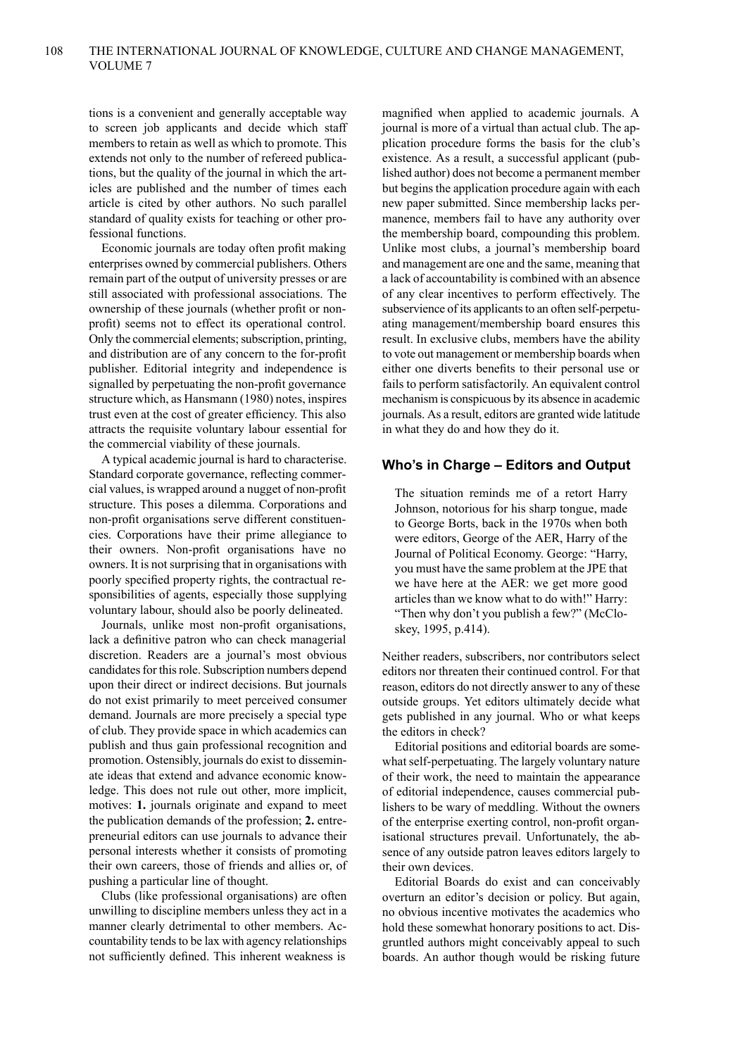tions is a convenient and generally acceptable way to screen job applicants and decide which staff members to retain as well as which to promote. This extends not only to the number of refereed publications, but the quality of the journal in which the articles are published and the number of times each article is cited by other authors. No such parallel standard of quality exists for teaching or other professional functions.

Economic journals are today often profit making enterprises owned by commercial publishers. Others remain part of the output of university presses or are still associated with professional associations. The ownership of these journals (whether profit or non-profit) seems not to effect its operational control. Only the commercial elements; subscription, printing, and distribution are of any concern to the for-profit publisher. Editorial integrity and independence is signalled by perpetuating the non-profit governance structure which, as Hansmann (1980) notes, inspires trust even at the cost of greater efficiency. This also attracts the requisite voluntary labour essential for the commercial viability of these journals.

A typical academic journal is hard to characterise. Standard corporate governance, reflecting commercial values, is wrapped around a nugget of non-profit structure. This poses a dilemma. Corporations and non-profit organisations serve different constituencies. Corporations have their prime allegiance to their owners. Non-profit organisations have no owners. It is not surprising that in organisations with poorly specified property rights, the contractual responsibilities of agents, especially those supplying voluntary labour, should also be poorly delineated.

Journals, unlike most non-profit organisations, lack a definitive patron who can check managerial discretion. Readers are a journal's most obvious candidates for this role. Subscription numbers depend upon their direct or indirect decisions. But journals do not exist primarily to meet perceived consumer demand. Journals are more precisely a special type of club. They provide space in which academics can publish and thus gain professional recognition and promotion. Ostensibly, journals do exist to disseminate ideas that extend and advance economic knowledge. This does not rule out other, more implicit, motives: **1.** journals originate and expand to meet the publication demands of the profession; **2.** entrepreneurial editors can use journals to advance their personal interests whether it consists of promoting their own careers, those of friends and allies or, of pushing a particular line of thought.

Clubs (like professional organisations) are often unwilling to discipline members unless they act in a manner clearly detrimental to other members. Accountability tends to be lax with agency relationships not sufficiently defined. This inherent weakness is magnified when applied to academic journals. A journal is more of a virtual than actual club. The application procedure forms the basis for the club's existence. As a result, a successful applicant (published author) does not become a permanent member but begins the application procedure again with each new paper submitted. Since membership lacks permanence, members fail to have any authority over the membership board, compounding this problem. Unlike most clubs, a journal's membership board and management are one and the same, meaning that a lack of accountability is combined with an absence of any clear incentives to perform effectively. The subservience of its applicants to an often self-perpetuating management/membership board ensures this result. In exclusive clubs, members have the ability to vote out management or membership boards when either one diverts benefits to their personal use or fails to perform satisfactorily. An equivalent control mechanism is conspicuous by its absence in academic journals. As a result, editors are granted wide latitude in what they do and how they do it.

## Who's in Charge – Editors and Output

> The situation reminds me of a retort Harry Johnson, notorious for his sharp tongue, made to George Borts, back in the 1970s when both were editors, George of the AER, Harry of the Journal of Political Economy. George: "Harry, you must have the same problem at the JPE that we have here at the AER: we get more good articles than we know what to do with!" Harry: "Then why don't you publish a few?" (McCloskey, 1995, p.414).

Neither readers, subscribers, nor contributors select editors nor threaten their continued control. For that reason, editors do not directly answer to any of these outside groups. Yet editors ultimately decide what gets published in any journal. Who or what keeps the editors in check?

Editorial positions and editorial boards are somewhat self-perpetuating. The largely voluntary nature of their work, the need to maintain the appearance of editorial independence, causes commercial publishers to be wary of meddling. Without the owners of the enterprise exerting control, non-profit organisational structures prevail. Unfortunately, the absence of any outside patron leaves editors largely to their own devices.

Editorial Boards do exist and can conceivably overturn an editor's decision or policy. But again, no obvious incentive motivates the academics who hold these somewhat honorary positions to act. Disgruntled authors might conceivably appeal to such boards. An author though would be risking future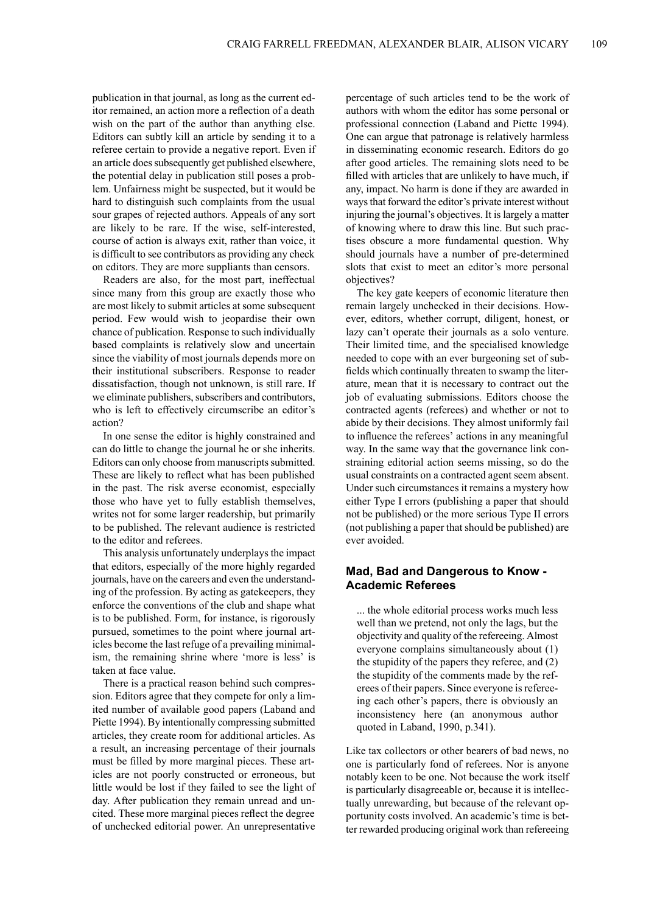publication in that journal, as long as the current editor remained, an action more a reflection of a death wish on the part of the author than anything else. Editors can subtly kill an article by sending it to a referee certain to provide a negative report. Even if an article does subsequently get published elsewhere, the potential delay in publication still poses a problem. Unfairness might be suspected, but it would be hard to distinguish such complaints from the usual sour grapes of rejected authors. Appeals of any sort are likely to be rare. If the wise, self-interested, course of action is always exit, rather than voice, it is difficult to see contributors as providing any check on editors. They are more suppliants than censors.

Readers are also, for the most part, ineffectual since many from this group are exactly those who are most likely to submit articles at some subsequent period. Few would wish to jeopardise their own chance of publication. Response to such individually based complaints is relatively slow and uncertain since the viability of most journals depends more on their institutional subscribers. Response to reader dissatisfaction, though not unknown, is still rare. If we eliminate publishers, subscribers and contributors, who is left to effectively circumscribe an editor's action?

In one sense the editor is highly constrained and can do little to change the journal he or she inherits. Editors can only choose from manuscripts submitted. These are likely to reflect what has been published in the past. The risk averse economist, especially those who have yet to fully establish themselves, writes not for some larger readership, but primarily to be published. The relevant audience is restricted to the editor and referees.

This analysis unfortunately underplays the impact that editors, especially of the more highly regarded journals, have on the careers and even the understanding of the profession. By acting as gatekeepers, they enforce the conventions of the club and shape what is to be published. Form, for instance, is rigorously pursued, sometimes to the point where journal articles become the last refuge of a prevailing minimalism, the remaining shrine where 'more is less' is taken at face value.

There is a practical reason behind such compression. Editors agree that they compete for only a limited number of available good papers (Laband and Piette 1994). By intentionally compressing submitted articles, they create room for additional articles. As a result, an increasing percentage of their journals must be filled by more marginal pieces. These articles are not poorly constructed or erroneous, but little would be lost if they failed to see the light of day. After publication they remain unread and uncited. These more marginal pieces reflect the degree of unchecked editorial power. An unrepresentative percentage of such articles tend to be the work of authors with whom the editor has some personal or professional connection (Laband and Piette 1994). One can argue that patronage is relatively harmless in disseminating economic research. Editors do go after good articles. The remaining slots need to be filled with articles that are unlikely to have much, if any, impact. No harm is done if they are awarded in ways that forward the editor's private interest without injuring the journal's objectives. It is largely a matter of knowing where to draw this line. But such practises obscure a more fundamental question. Why should journals have a number of pre-determined slots that exist to meet an editor's more personal objectives?

The key gate keepers of economic literature then remain largely unchecked in their decisions. However, editors, whether corrupt, diligent, honest, or lazy can't operate their journals as a solo venture. Their limited time, and the specialised knowledge needed to cope with an ever burgeoning set of subfields which continually threaten to swamp the literature, mean that it is necessary to contract out the job of evaluating submissions. Editors choose the contracted agents (referees) and whether or not to abide by their decisions. They almost uniformly fail to influence the referees' actions in any meaningful way. In the same way that the governance link constraining editorial action seems missing, so do the usual constraints on a contracted agent seem absent. Under such circumstances it remains a mystery how either Type I errors (publishing a paper that should not be published) or the more serious Type II errors (not publishing a paper that should be published) are ever avoided.

## Mad, Bad and Dangerous to Know - Academic Referees

> ... the whole editorial process works much less well than we pretend, not only the lags, but the objectivity and quality of the refereeing. Almost everyone complains simultaneously about (1) the stupidity of the papers they referee, and (2) the stupidity of the comments made by the referees of their papers. Since everyone is refereeing each other's papers, there is obviously an inconsistency here (an anonymous author quoted in Laband, 1990, p.341).

Like tax collectors or other bearers of bad news, no one is particularly fond of referees. Nor is anyone notably keen to be one. Not because the work itself is particularly disagreeable or, because it is intellectually unrewarding, but because of the relevant opportunity costs involved. An academic's time is better rewarded producing original work than refereeing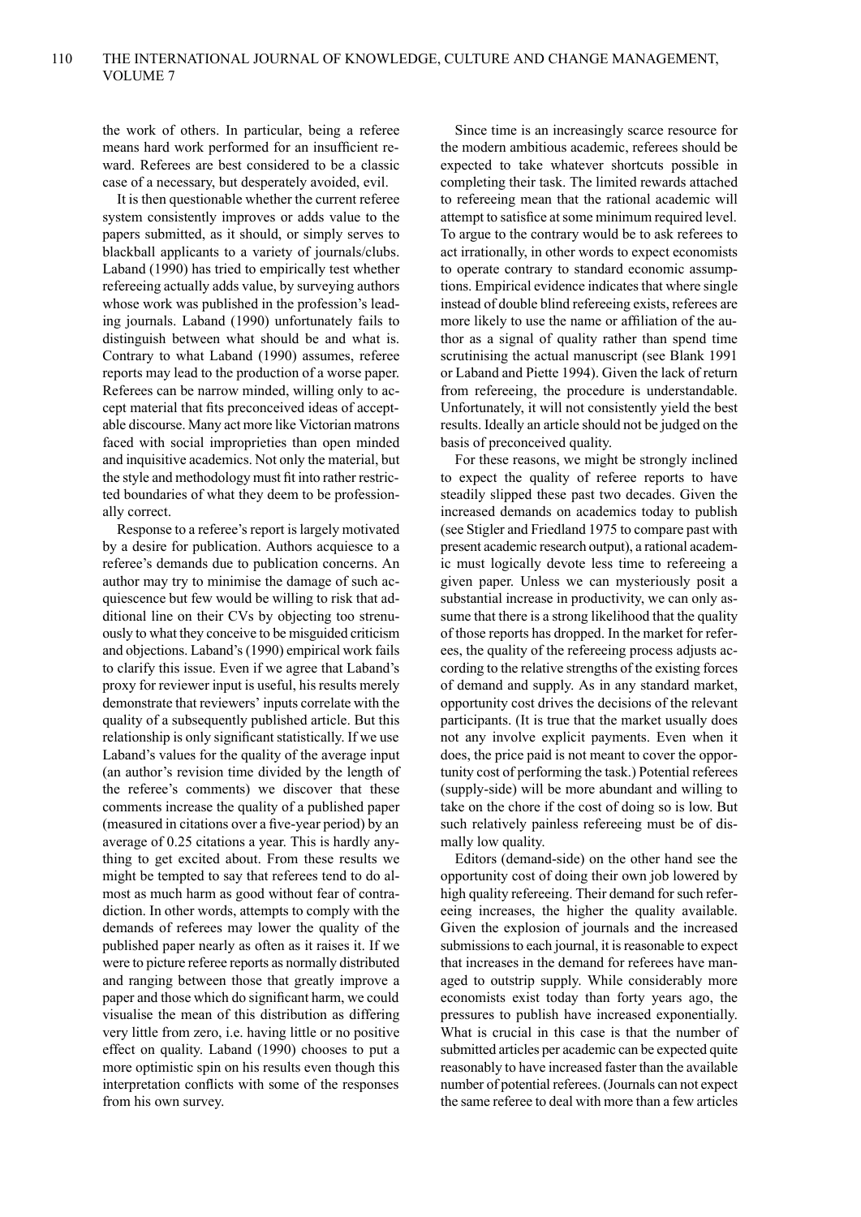the work of others. In particular, being a referee means hard work performed for an insufficient reward. Referees are best considered to be a classic case of a necessary, but desperately avoided, evil.

It is then questionable whether the current referee system consistently improves or adds value to the papers submitted, as it should, or simply serves to blackball applicants to a variety of journals/clubs. Laband (1990) has tried to empirically test whether refereeing actually adds value, by surveying authors whose work was published in the profession's leading journals. Laband (1990) unfortunately fails to distinguish between what should be and what is. Contrary to what Laband (1990) assumes, referee reports may lead to the production of a worse paper. Referees can be narrow minded, willing only to accept material that fits preconceived ideas of acceptable discourse. Many act more like Victorian matrons faced with social improprieties than open minded and inquisitive academics. Not only the material, but the style and methodology must fit into rather restricted boundaries of what they deem to be professionally correct.

Response to a referee's report is largely motivated by a desire for publication. Authors acquiesce to a referee's demands due to publication concerns. An author may try to minimise the damage of such acquiescence but few would be willing to risk that additional line on their CVs by objecting too strenuously to what they conceive to be misguided criticism and objections. Laband's (1990) empirical work fails to clarify this issue. Even if we agree that Laband's proxy for reviewer input is useful, his results merely demonstrate that reviewers' inputs correlate with the quality of a subsequently published article. But this relationship is only significant statistically. If we use Laband's values for the quality of the average input (an author's revision time divided by the length of the referee's comments) we discover that these comments increase the quality of a published paper (measured in citations over a five-year period) by an average of 0.25 citations a year. This is hardly anything to get excited about. From these results we might be tempted to say that referees tend to do almost as much harm as good without fear of contradiction. In other words, attempts to comply with the demands of referees may lower the quality of the published paper nearly as often as it raises it. If we were to picture referee reports as normally distributed and ranging between those that greatly improve a paper and those which do significant harm, we could visualise the mean of this distribution as differing very little from zero, i.e. having little or no positive effect on quality. Laband (1990) chooses to put a more optimistic spin on his results even though this interpretation conflicts with some of the responses from his own survey.

Since time is an increasingly scarce resource for the modern ambitious academic, referees should be expected to take whatever shortcuts possible in completing their task. The limited rewards attached to refereeing mean that the rational academic will attempt to satisfice at some minimum required level. To argue to the contrary would be to ask referees to act irrationally, in other words to expect economists to operate contrary to standard economic assumptions. Empirical evidence indicates that where single instead of double blind refereeing exists, referees are more likely to use the name or affiliation of the author as a signal of quality rather than spend time scrutinising the actual manuscript (see Blank 1991 or Laband and Piette 1994). Given the lack of return from refereeing, the procedure is understandable. Unfortunately, it will not consistently yield the best results. Ideally an article should not be judged on the basis of preconceived quality.

For these reasons, we might be strongly inclined to expect the quality of referee reports to have steadily slipped these past two decades. Given the increased demands on academics today to publish (see Stigler and Friedland 1975 to compare past with present academic research output), a rational academic must logically devote less time to refereeing a given paper. Unless we can mysteriously posit a substantial increase in productivity, we can only assume that there is a strong likelihood that the quality of those reports has dropped. In the market for referees, the quality of the refereeing process adjusts according to the relative strengths of the existing forces of demand and supply. As in any standard market, opportunity cost drives the decisions of the relevant participants. (It is true that the market usually does not any involve explicit payments. Even when it does, the price paid is not meant to cover the opportunity cost of performing the task.) Potential referees (supply-side) will be more abundant and willing to take on the chore if the cost of doing so is low. But such relatively painless refereeing must be of dismally low quality.

Editors (demand-side) on the other hand see the opportunity cost of doing their own job lowered by high quality refereeing. Their demand for such refereeing increases, the higher the quality available. Given the explosion of journals and the increased submissions to each journal, it is reasonable to expect that increases in the demand for referees have managed to outstrip supply. While considerably more economists exist today than forty years ago, the pressures to publish have increased exponentially. What is crucial in this case is that the number of submitted articles per academic can be expected quite reasonably to have increased faster than the available number of potential referees. (Journals can not expect the same referee to deal with more than a few articles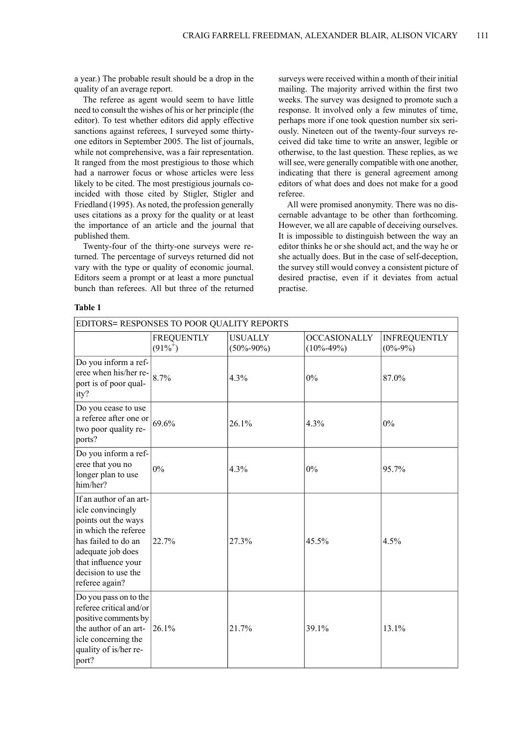a year.) The probable result should be a drop in the quality of an average report.

The referee as agent would seem to have little need to consult the wishes of his or her principle (the editor). To test whether editors did apply effective sanctions against referees, I surveyed some thirty-one editors in September 2005. The list of journals, while not comprehensive, was a fair representation. It ranged from the most prestigious to those which had a narrower focus or whose articles were less likely to be cited. The most prestigious journals coincided with those cited by Stigler, Stigler and Friedland (1995). As noted, the profession generally uses citations as a proxy for the quality or at least the importance of an article and the journal that published them.

Twenty-four of the thirty-one surveys were returned. The percentage of surveys returned did not vary with the type or quality of economic journal. Editors seem a prompt or at least a more punctual bunch than referees. All but three of the returned surveys were received within a month of their initial mailing. The majority arrived within the first two weeks. The survey was designed to promote such a response. It involved only a few minutes of time, perhaps more if one took question number six seriously. Nineteen out of the twenty-four surveys received did take time to write an answer, legible or otherwise, to the last question. These replies, as we will see, were generally compatible with one another, indicating that there is general agreement among editors of what does and does not make for a good referee.

All were promised anonymity. There was no discernable advantage to be other than forthcoming. However, we all are capable of deceiving ourselves. It is impossible to distinguish between the way an editor thinks he or she should act, and the way he or she actually does. But in the case of self-deception, the survey still would convey a consistent picture of desired practise, even if it deviates from actual practise.

**Table 1**

| EDITORS= RESPONSES TO POOR QUALITY REPORTS | | | | |
|---|---|---|---|---|
| | FREQUENTLY ($91\%^{+}$) | USUALLY (50%-90%) | OCCASIONALLY (10%-49%) | INFREQUENTLY (0%-9%) |
| Do you inform a referee when his/her report is of poor quality? | 8.7% | 4.3% | 0% | 87.0% |
| Do you cease to use a referee after one or two poor quality reports? | 69.6% | 26.1% | 4.3% | 0% |
| Do you inform a referee that you no longer plan to use him/her? | 0% | 4.3% | 0% | 95.7% |
| If an author of an article convincingly points out the ways in which the referee has failed to do an adequate job does that influence your decision to use the referee again? | 22.7% | 27.3% | 45.5% | 4.5% |
| Do you pass on to the referee critical and/or positive comments by the author of an article concerning the quality of is/her report? | 26.1% | 21.7% | 39.1% | 13.1% |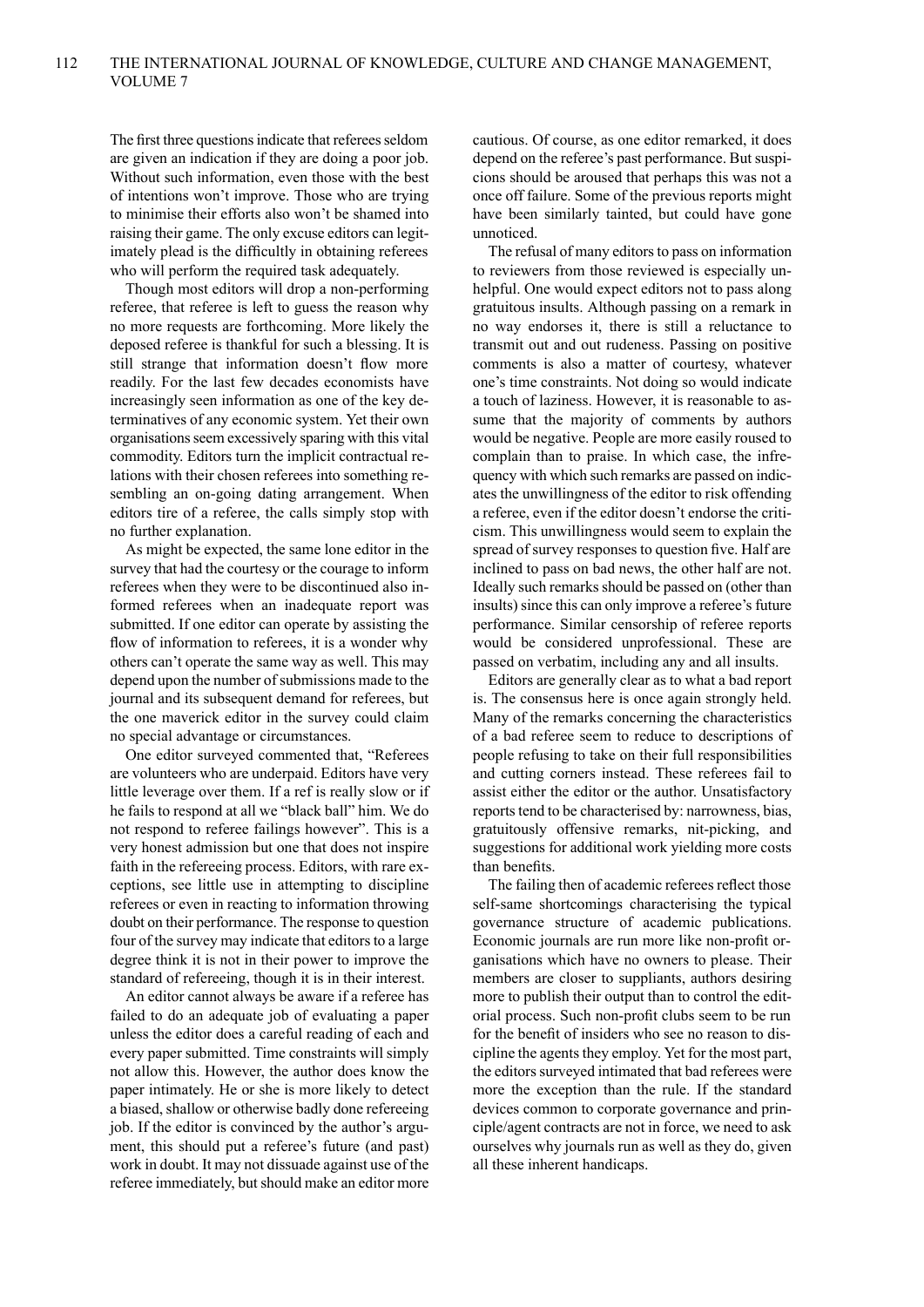The first three questions indicate that referees seldom are given an indication if they are doing a poor job. Without such information, even those with the best of intentions won't improve. Those who are trying to minimise their efforts also won't be shamed into raising their game. The only excuse editors can legitimately plead is the difficultly in obtaining referees who will perform the required task adequately.

Though most editors will drop a non-performing referee, that referee is left to guess the reason why no more requests are forthcoming. More likely the deposed referee is thankful for such a blessing. It is still strange that information doesn't flow more readily. For the last few decades economists have increasingly seen information as one of the key determinatives of any economic system. Yet their own organisations seem excessively sparing with this vital commodity. Editors turn the implicit contractual relations with their chosen referees into something resembling an on-going dating arrangement. When editors tire of a referee, the calls simply stop with no further explanation.

As might be expected, the same lone editor in the survey that had the courtesy or the courage to inform referees when they were to be discontinued also informed referees when an inadequate report was submitted. If one editor can operate by assisting the flow of information to referees, it is a wonder why others can't operate the same way as well. This may depend upon the number of submissions made to the journal and its subsequent demand for referees, but the one maverick editor in the survey could claim no special advantage or circumstances.

One editor surveyed commented that, "Referees are volunteers who are underpaid. Editors have very little leverage over them. If a ref is really slow or if he fails to respond at all we "black ball" him. We do not respond to referee failings however". This is a very honest admission but one that does not inspire faith in the refereeing process. Editors, with rare exceptions, see little use in attempting to discipline referees or even in reacting to information throwing doubt on their performance. The response to question four of the survey may indicate that editors to a large degree think it is not in their power to improve the standard of refereeing, though it is in their interest.

An editor cannot always be aware if a referee has failed to do an adequate job of evaluating a paper unless the editor does a careful reading of each and every paper submitted. Time constraints will simply not allow this. However, the author does know the paper intimately. He or she is more likely to detect a biased, shallow or otherwise badly done refereeing job. If the editor is convinced by the author's argument, this should put a referee's future (and past) work in doubt. It may not dissuade against use of the referee immediately, but should make an editor more cautious. Of course, as one editor remarked, it does depend on the referee's past performance. But suspicions should be aroused that perhaps this was not a once off failure. Some of the previous reports might have been similarly tainted, but could have gone unnoticed.

The refusal of many editors to pass on information to reviewers from those reviewed is especially unhelpful. One would expect editors not to pass along gratuitous insults. Although passing on a remark in no way endorses it, there is still a reluctance to transmit out and out rudeness. Passing on positive comments is also a matter of courtesy, whatever one's time constraints. Not doing so would indicate a touch of laziness. However, it is reasonable to assume that the majority of comments by authors would be negative. People are more easily roused to complain than to praise. In which case, the infrequency with which such remarks are passed on indicates the unwillingness of the editor to risk offending a referee, even if the editor doesn't endorse the criticism. This unwillingness would seem to explain the spread of survey responses to question five. Half are inclined to pass on bad news, the other half are not. Ideally such remarks should be passed on (other than insults) since this can only improve a referee's future performance. Similar censorship of referee reports would be considered unprofessional. These are passed on verbatim, including any and all insults.

Editors are generally clear as to what a bad report is. The consensus here is once again strongly held. Many of the remarks concerning the characteristics of a bad referee seem to reduce to descriptions of people refusing to take on their full responsibilities and cutting corners instead. These referees fail to assist either the editor or the author. Unsatisfactory reports tend to be characterised by: narrowness, bias, gratuitously offensive remarks, nit-picking, and suggestions for additional work yielding more costs than benefits.

The failing then of academic referees reflect those self-same shortcomings characterising the typical governance structure of academic publications. Economic journals are run more like non-profit organisations which have no owners to please. Their members are closer to suppliants, authors desiring more to publish their output than to control the editorial process. Such non-profit clubs seem to be run for the benefit of insiders who see no reason to discipline the agents they employ. Yet for the most part, the editors surveyed intimated that bad referees were more the exception than the rule. If the standard devices common to corporate governance and principle/agent contracts are not in force, we need to ask ourselves why journals run as well as they do, given all these inherent handicaps.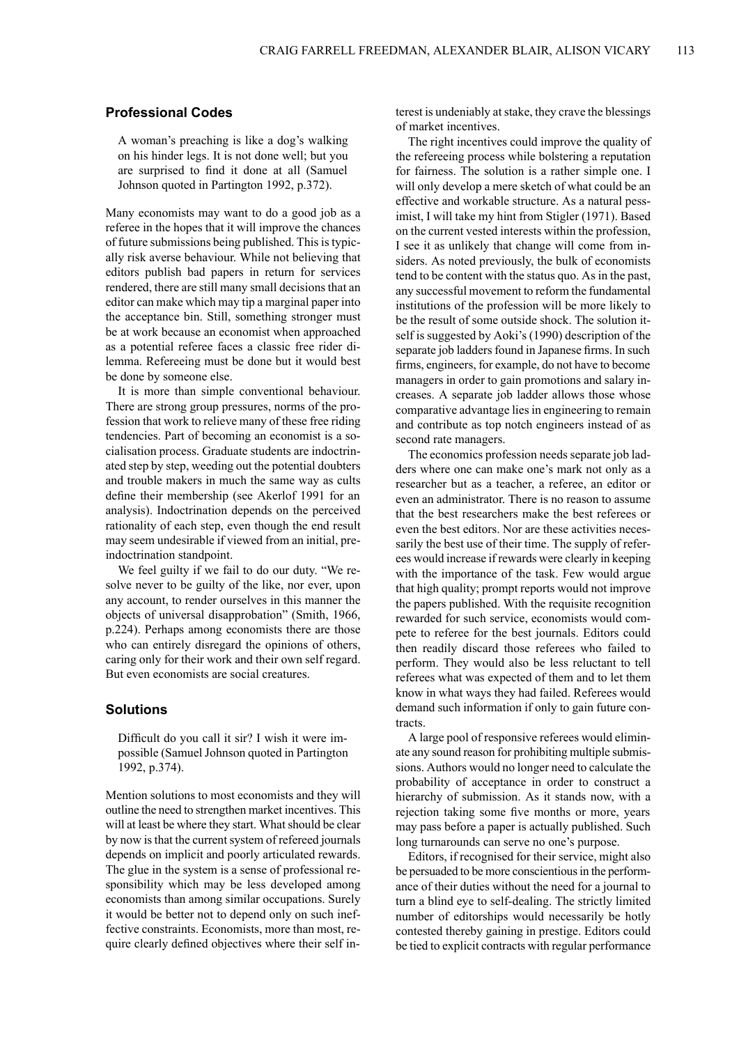## Professional Codes

> A woman's preaching is like a dog's walking on his hinder legs. It is not done well; but you are surprised to find it done at all (Samuel Johnson quoted in Partington 1992, p.372).

Many economists may want to do a good job as a referee in the hopes that it will improve the chances of future submissions being published. This is typically risk averse behaviour. While not believing that editors publish bad papers in return for services rendered, there are still many small decisions that an editor can make which may tip a marginal paper into the acceptance bin. Still, something stronger must be at work because an economist when approached as a potential referee faces a classic free rider dilemma. Refereeing must be done but it would best be done by someone else.

It is more than simple conventional behaviour. There are strong group pressures, norms of the profession that work to relieve many of these free riding tendencies. Part of becoming an economist is a socialisation process. Graduate students are indoctrinated step by step, weeding out the potential doubters and trouble makers in much the same way as cults define their membership (see Akerlof 1991 for an analysis). Indoctrination depends on the perceived rationality of each step, even though the end result may seem undesirable if viewed from an initial, pre-indoctrination standpoint.

We feel guilty if we fail to do our duty. "We resolve never to be guilty of the like, nor ever, upon any account, to render ourselves in this manner the objects of universal disapprobation" (Smith, 1966, p.224). Perhaps among economists there are those who can entirely disregard the opinions of others, caring only for their work and their own self regard. But even economists are social creatures.

## Solutions

> Difficult do you call it sir? I wish it were impossible (Samuel Johnson quoted in Partington 1992, p.374).

Mention solutions to most economists and they will outline the need to strengthen market incentives. This will at least be where they start. What should be clear by now is that the current system of refereed journals depends on implicit and poorly articulated rewards. The glue in the system is a sense of professional responsibility which may be less developed among economists than among similar occupations. Surely it would be better not to depend only on such ineffective constraints. Economists, more than most, require clearly defined objectives where their self interest is undeniably at stake, they crave the blessings of market incentives.

The right incentives could improve the quality of the refereeing process while bolstering a reputation for fairness. The solution is a rather simple one. I will only develop a mere sketch of what could be an effective and workable structure. As a natural pessimist, I will take my hint from Stigler (1971). Based on the current vested interests within the profession, I see it as unlikely that change will come from insiders. As noted previously, the bulk of economists tend to be content with the status quo. As in the past, any successful movement to reform the fundamental institutions of the profession will be more likely to be the result of some outside shock. The solution itself is suggested by Aoki's (1990) description of the separate job ladders found in Japanese firms. In such firms, engineers, for example, do not have to become managers in order to gain promotions and salary increases. A separate job ladder allows those whose comparative advantage lies in engineering to remain and contribute as top notch engineers instead of as second rate managers.

The economics profession needs separate job ladders where one can make one's mark not only as a researcher but as a teacher, a referee, an editor or even an administrator. There is no reason to assume that the best researchers make the best referees or even the best editors. Nor are these activities necessarily the best use of their time. The supply of referees would increase if rewards were clearly in keeping with the importance of the task. Few would argue that high quality; prompt reports would not improve the papers published. With the requisite recognition rewarded for such service, economists would compete to referee for the best journals. Editors could then readily discard those referees who failed to perform. They would also be less reluctant to tell referees what was expected of them and to let them know in what ways they had failed. Referees would demand such information if only to gain future contracts.

A large pool of responsive referees would eliminate any sound reason for prohibiting multiple submissions. Authors would no longer need to calculate the probability of acceptance in order to construct a hierarchy of submission. As it stands now, with a rejection taking some five months or more, years may pass before a paper is actually published. Such long turnarounds can serve no one's purpose.

Editors, if recognised for their service, might also be persuaded to be more conscientious in the performance of their duties without the need for a journal to turn a blind eye to self-dealing. The strictly limited number of editorships would necessarily be hotly contested thereby gaining in prestige. Editors could be tied to explicit contracts with regular performance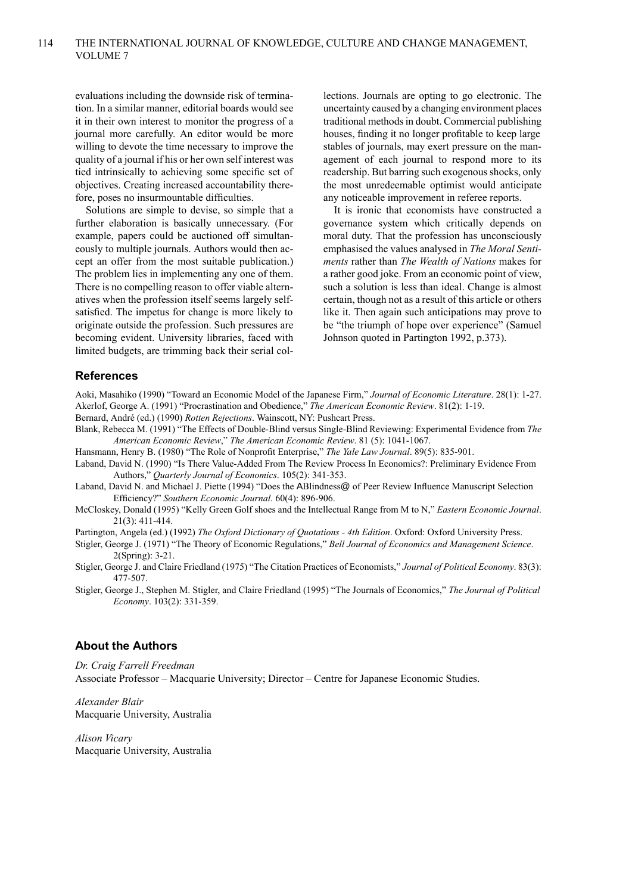evaluations including the downside risk of termination. In a similar manner, editorial boards would see it in their own interest to monitor the progress of a journal more carefully. An editor would be more willing to devote the time necessary to improve the quality of a journal if his or her own self interest was tied intrinsically to achieving some specific set of objectives. Creating increased accountability therefore, poses no insurmountable difficulties.

Solutions are simple to devise, so simple that a further elaboration is basically unnecessary. (For example, papers could be auctioned off simultaneously to multiple journals. Authors would then accept an offer from the most suitable publication.) The problem lies in implementing any one of them. There is no compelling reason to offer viable alternatives when the profession itself seems largely self-satisfied. The impetus for change is more likely to originate outside the profession. Such pressures are becoming evident. University libraries, faced with limited budgets, are trimming back their serial collections. Journals are opting to go electronic. The uncertainty caused by a changing environment places traditional methods in doubt. Commercial publishing houses, finding it no longer profitable to keep large stables of journals, may exert pressure on the management of each journal to respond more to its readership. But barring such exogenous shocks, only the most unredeemable optimist would anticipate any noticeable improvement in referee reports.

It is ironic that economists have constructed a governance system which critically depends on moral duty. That the profession has unconsciously emphasised the values analysed in *The Moral Sentiments* rather than *The Wealth of Nations* makes for a rather good joke. From an economic point of view, such a solution is less than ideal. Change is almost certain, though not as a result of this article or others like it. Then again such anticipations may prove to be "the triumph of hope over experience" (Samuel Johnson quoted in Partington 1992, p.373).

## References

Aoki, Masahiko (1990) "Toward an Economic Model of the Japanese Firm," *Journal of Economic Literature*. 28(1): 1-27.

Akerlof, George A. (1991) "Procrastination and Obedience," *The American Economic Review*. 81(2): 1-19.

Bernard, André (ed.) (1990) *Rotten Rejections*. Wainscott, NY: Pushcart Press.

Blank, Rebecca M. (1991) "The Effects of Double-Blind versus Single-Blind Reviewing: Experimental Evidence from *The American Economic Review*," *The American Economic Review*. 81 (5): 1041-1067.

Hansmann, Henry B. (1980) "The Role of Nonprofit Enterprise," *The Yale Law Journal*. 89(5): 835-901.

Laband, David N. (1990) "Is There Value-Added From The Review Process In Economics?: Preliminary Evidence From Authors," *Quarterly Journal of Economics*. 105(2): 341-353.

Laband, David N. and Michael J. Piette (1994) "Does the ABlindness@ of Peer Review Influence Manuscript Selection Efficiency?" *Southern Economic Journal*. 60(4): 896-906.

McCloskey, Donald (1995) "Kelly Green Golf shoes and the Intellectual Range from M to N," *Eastern Economic Journal*. 21(3): 411-414.

Partington, Angela (ed.) (1992) *The Oxford Dictionary of Quotations - 4th Edition*. Oxford: Oxford University Press.

Stigler, George J. (1971) "The Theory of Economic Regulations," *Bell Journal of Economics and Management Science*. 2(Spring): 3-21.

Stigler, George J. and Claire Friedland (1975) "The Citation Practices of Economists," *Journal of Political Economy*. 83(3): 477-507.

Stigler, George J., Stephen M. Stigler, and Claire Friedland (1995) "The Journals of Economics," *The Journal of Political Economy*. 103(2): 331-359.

## About the Authors

*Dr. Craig Farrell Freedman*
Associate Professor – Macquarie University; Director – Centre for Japanese Economic Studies.

*Alexander Blair*
Macquarie University, Australia

*Alison Vicary*
Macquarie University, Australia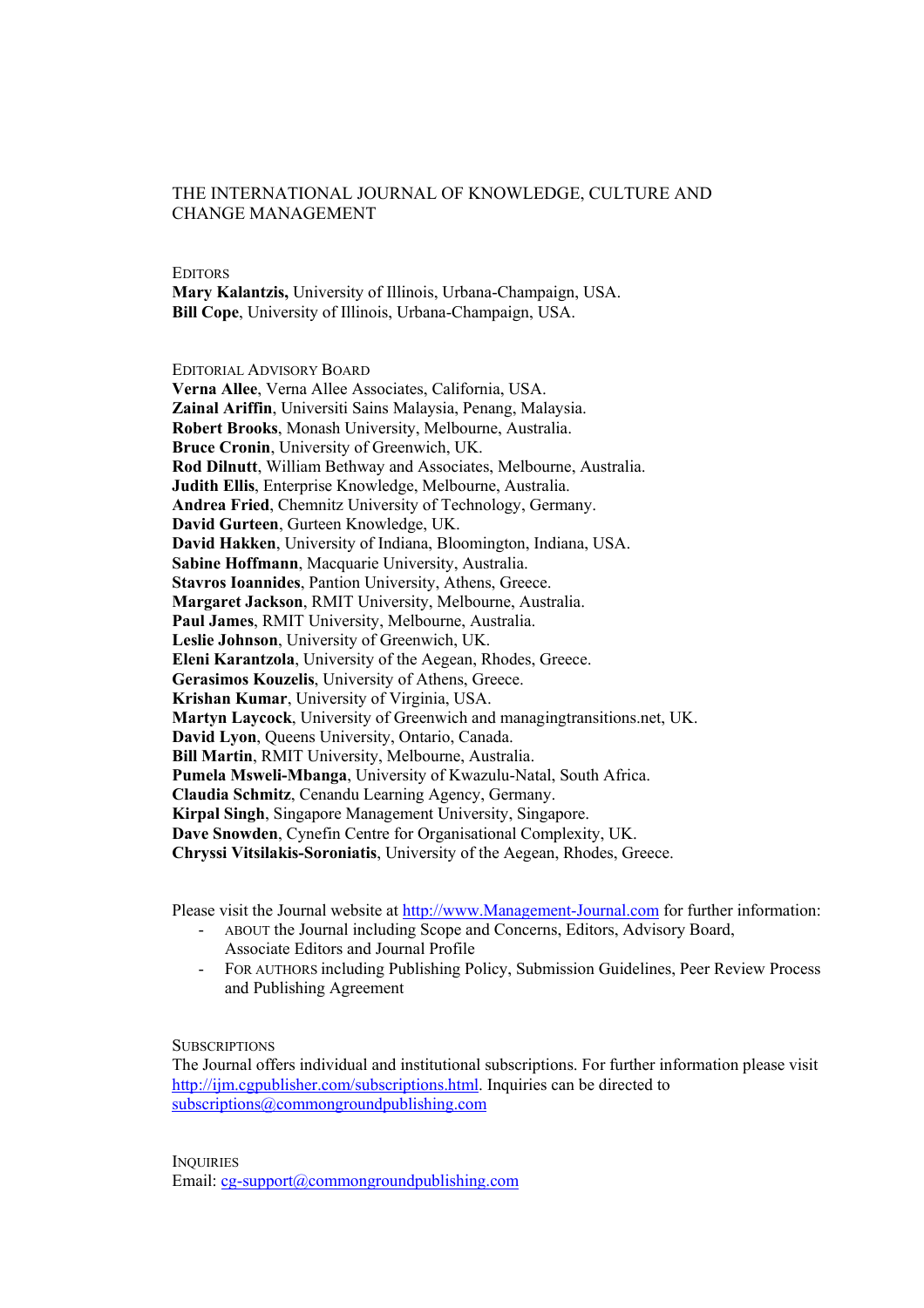# THE INTERNATIONAL JOURNAL OF KNOWLEDGE, CULTURE AND CHANGE MANAGEMENT

## EDITORS

**Mary Kalantzis,** University of Illinois, Urbana-Champaign, USA.
**Bill Cope**, University of Illinois, Urbana-Champaign, USA.

## EDITORIAL ADVISORY BOARD

**Verna Allee**, Verna Allee Associates, California, USA.
**Zainal Ariffin**, Universiti Sains Malaysia, Penang, Malaysia.
**Robert Brooks**, Monash University, Melbourne, Australia.
**Bruce Cronin**, University of Greenwich, UK.
**Rod Dilnutt**, William Bethway and Associates, Melbourne, Australia.
**Judith Ellis**, Enterprise Knowledge, Melbourne, Australia.
**Andrea Fried**, Chemnitz University of Technology, Germany.
**David Gurteen**, Gurteen Knowledge, UK.
**David Hakken**, University of Indiana, Bloomington, Indiana, USA.
**Sabine Hoffmann**, Macquarie University, Australia.
**Stavros Ioannides**, Pantion University, Athens, Greece.
**Margaret Jackson**, RMIT University, Melbourne, Australia.
**Paul James**, RMIT University, Melbourne, Australia.
**Leslie Johnson**, University of Greenwich, UK.
**Eleni Karantzola**, University of the Aegean, Rhodes, Greece.
**Gerasimos Kouzelis**, University of Athens, Greece.
**Krishan Kumar**, University of Virginia, USA.
**Martyn Laycock**, University of Greenwich and managingtransitions.net, UK.
**David Lyon**, Queens University, Ontario, Canada.
**Bill Martin**, RMIT University, Melbourne, Australia.
**Pumela Msweli-Mbanga**, University of Kwazulu-Natal, South Africa.
**Claudia Schmitz**, Cenandu Learning Agency, Germany.
**Kirpal Singh**, Singapore Management University, Singapore.
**Dave Snowden**, Cynefin Centre for Organisational Complexity, UK.
**Chryssi Vitsilakis-Soroniatis**, University of the Aegean, Rhodes, Greece.

Please visit the Journal website at http://www.Management-Journal.com for further information:

- ABOUT the Journal including Scope and Concerns, Editors, Advisory Board, Associate Editors and Journal Profile
- FOR AUTHORS including Publishing Policy, Submission Guidelines, Peer Review Process and Publishing Agreement

## SUBSCRIPTIONS

The Journal offers individual and institutional subscriptions. For further information please visit http://ijm.cgpublisher.com/subscriptions.html. Inquiries can be directed to subscriptions@commongroundpublishing.com

## INQUIRIES

Email: cg-support@commongroundpublishing.com